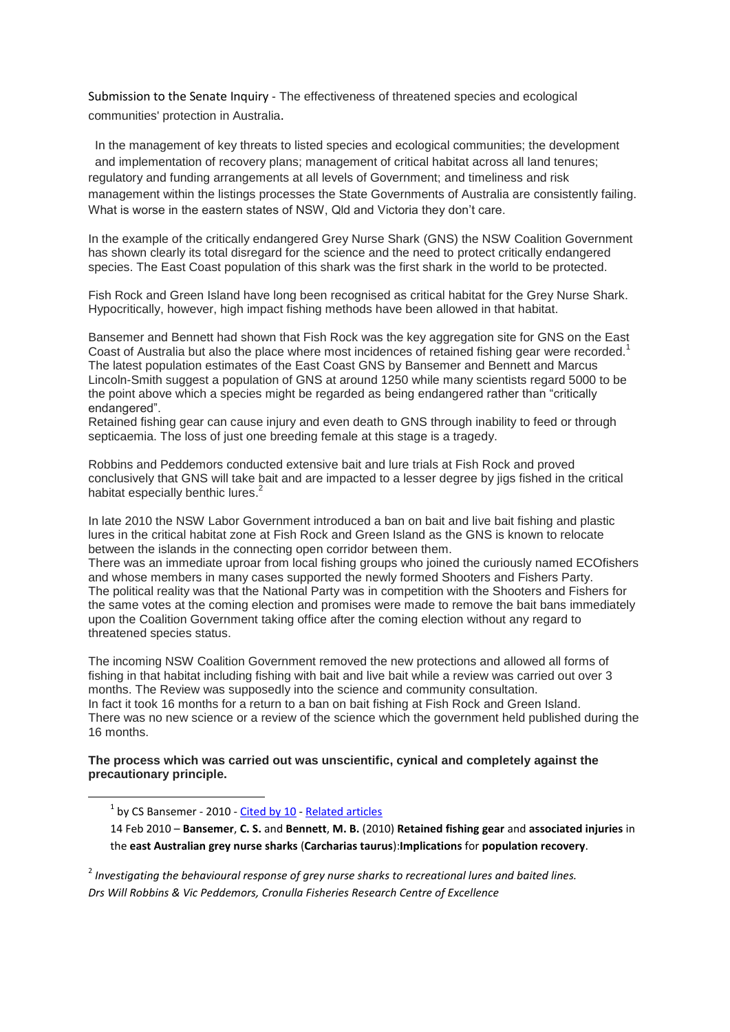Submission to the Senate Inquiry - The effectiveness of threatened species and ecological communities' protection in Australia.

In the management of key threats to listed species and ecological communities; the development and implementation of recovery plans; management of critical habitat across all land tenures; regulatory and funding arrangements at all levels of Government; and timeliness and risk management within the listings processes the State Governments of Australia are consistently failing. What is worse in the eastern states of NSW, Qld and Victoria they don't care.

In the example of the critically endangered Grey Nurse Shark (GNS) the NSW Coalition Government has shown clearly its total disregard for the science and the need to protect critically endangered species. The East Coast population of this shark was the first shark in the world to be protected.

Fish Rock and Green Island have long been recognised as critical habitat for the Grey Nurse Shark. Hypocritically, however, high impact fishing methods have been allowed in that habitat.

Bansemer and Bennett had shown that Fish Rock was the key aggregation site for GNS on the East Coast of Australia but also the place where most incidences of retained fishing gear were recorded.[1] The latest population estimates of the East Coast GNS by Bansemer and Bennett and Marcus Lincoln-Smith suggest a population of GNS at around 1250 while many scientists regard 5000 to be the point above which a species might be regarded as being endangered rather than "critically endangered".

Retained fishing gear can cause injury and even death to GNS through inability to feed or through septicaemia. The loss of just one breeding female at this stage is a tragedy.

Robbins and Peddemors conducted extensive bait and lure trials at Fish Rock and proved conclusively that GNS will take bait and are impacted to a lesser degree by jigs fished in the critical habitat especially benthic lures.[2]

In late 2010 the NSW Labor Government introduced a ban on bait and live bait fishing and plastic lures in the critical habitat zone at Fish Rock and Green Island as the GNS is known to relocate between the islands in the connecting open corridor between them.

There was an immediate uproar from local fishing groups who joined the curiously named ECOfishers and whose members in many cases supported the newly formed Shooters and Fishers Party. The political reality was that the National Party was in competition with the Shooters and Fishers for the same votes at the coming election and promises were made to remove the bait bans immediately upon the Coalition Government taking office after the coming election without any regard to threatened species status.

The incoming NSW Coalition Government removed the new protections and allowed all forms of fishing in that habitat including fishing with bait and live bait while a review was carried out over 3 months. The Review was supposedly into the science and community consultation.

In fact it took 16 months for a return to a ban on bait fishing at Fish Rock and Green Island. There was no new science or a review of the science which the government held published during the 16 months.

**The process which was carried out was unscientific, cynical and completely against the precautionary principle.**

---

[1] by CS Bansemer - 2010 - Cited by 10 - Related articles

14 Feb 2010 – **Bansemer**, **C. S.** and **Bennett**, **M. B.** (2010) **Retained fishing gear** and **associated injuries** in the **east Australian grey nurse sharks** (**Carcharias taurus**):**Implications** for **population recovery**.

[2] *Investigating the behavioural response of grey nurse sharks to recreational lures and baited lines. Drs Will Robbins & Vic Peddemors, Cronulla Fisheries Research Centre of Excellence*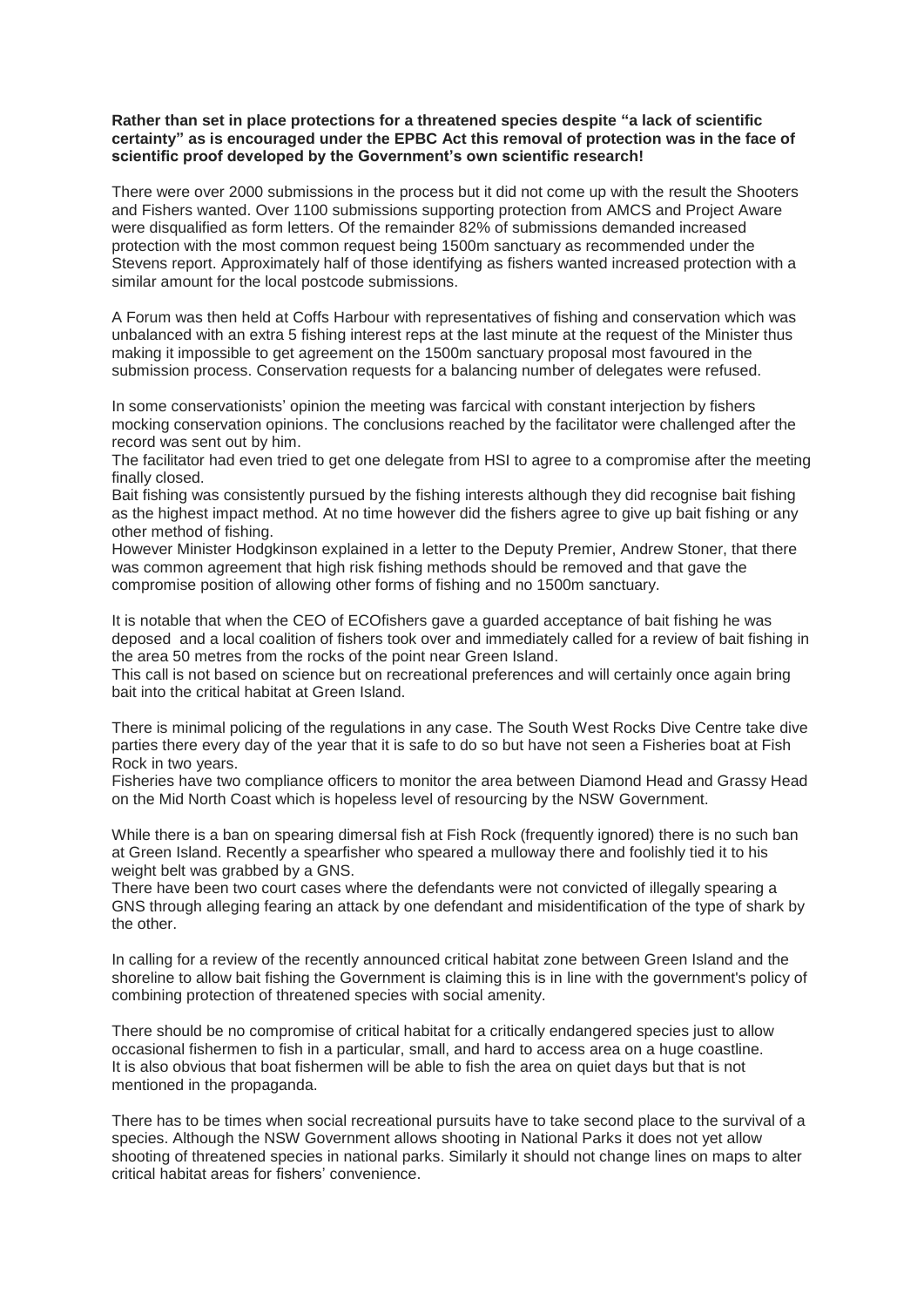**Rather than set in place protections for a threatened species despite "a lack of scientific certainty" as is encouraged under the EPBC Act this removal of protection was in the face of scientific proof developed by the Government's own scientific research!**

There were over 2000 submissions in the process but it did not come up with the result the Shooters and Fishers wanted. Over 1100 submissions supporting protection from AMCS and Project Aware were disqualified as form letters. Of the remainder 82% of submissions demanded increased protection with the most common request being 1500m sanctuary as recommended under the Stevens report. Approximately half of those identifying as fishers wanted increased protection with a similar amount for the local postcode submissions.

A Forum was then held at Coffs Harbour with representatives of fishing and conservation which was unbalanced with an extra 5 fishing interest reps at the last minute at the request of the Minister thus making it impossible to get agreement on the 1500m sanctuary proposal most favoured in the submission process. Conservation requests for a balancing number of delegates were refused.

In some conservationists' opinion the meeting was farcical with constant interjection by fishers mocking conservation opinions. The conclusions reached by the facilitator were challenged after the record was sent out by him.
The facilitator had even tried to get one delegate from HSI to agree to a compromise after the meeting finally closed.
Bait fishing was consistently pursued by the fishing interests although they did recognise bait fishing as the highest impact method. At no time however did the fishers agree to give up bait fishing or any other method of fishing.
However Minister Hodgkinson explained in a letter to the Deputy Premier, Andrew Stoner, that there was common agreement that high risk fishing methods should be removed and that gave the compromise position of allowing other forms of fishing and no 1500m sanctuary.

It is notable that when the CEO of ECOfishers gave a guarded acceptance of bait fishing he was deposed and a local coalition of fishers took over and immediately called for a review of bait fishing in the area 50 metres from the rocks of the point near Green Island.
This call is not based on science but on recreational preferences and will certainly once again bring bait into the critical habitat at Green Island.

There is minimal policing of the regulations in any case. The South West Rocks Dive Centre take dive parties there every day of the year that it is safe to do so but have not seen a Fisheries boat at Fish Rock in two years.
Fisheries have two compliance officers to monitor the area between Diamond Head and Grassy Head on the Mid North Coast which is hopeless level of resourcing by the NSW Government.

While there is a ban on spearing dimersal fish at Fish Rock (frequently ignored) there is no such ban at Green Island. Recently a spearfisher who speared a mulloway there and foolishly tied it to his weight belt was grabbed by a GNS.
There have been two court cases where the defendants were not convicted of illegally spearing a GNS through alleging fearing an attack by one defendant and misidentification of the type of shark by the other.

In calling for a review of the recently announced critical habitat zone between Green Island and the shoreline to allow bait fishing the Government is claiming this is in line with the government's policy of combining protection of threatened species with social amenity.

There should be no compromise of critical habitat for a critically endangered species just to allow occasional fishermen to fish in a particular, small, and hard to access area on a huge coastline.
It is also obvious that boat fishermen will be able to fish the area on quiet days but that is not mentioned in the propaganda.

There has to be times when social recreational pursuits have to take second place to the survival of a species. Although the NSW Government allows shooting in National Parks it does not yet allow shooting of threatened species in national parks. Similarly it should not change lines on maps to alter critical habitat areas for fishers' convenience.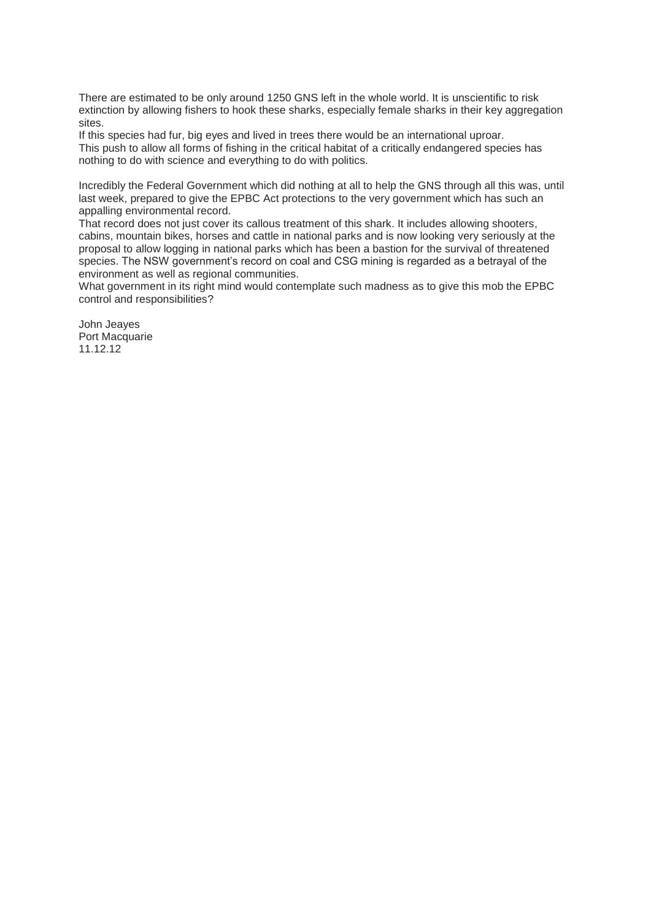There are estimated to be only around 1250 GNS left in the whole world. It is unscientific to risk extinction by allowing fishers to hook these sharks, especially female sharks in their key aggregation sites.

If this species had fur, big eyes and lived in trees there would be an international uproar.

This push to allow all forms of fishing in the critical habitat of a critically endangered species has nothing to do with science and everything to do with politics.

Incredibly the Federal Government which did nothing at all to help the GNS through all this was, until last week, prepared to give the EPBC Act protections to the very government which has such an appalling environmental record.

That record does not just cover its callous treatment of this shark. It includes allowing shooters, cabins, mountain bikes, horses and cattle in national parks and is now looking very seriously at the proposal to allow logging in national parks which has been a bastion for the survival of threatened species. The NSW government's record on coal and CSG mining is regarded as a betrayal of the environment as well as regional communities.

What government in its right mind would contemplate such madness as to give this mob the EPBC control and responsibilities?

John Jeayes
Port Macquarie
11.12.12